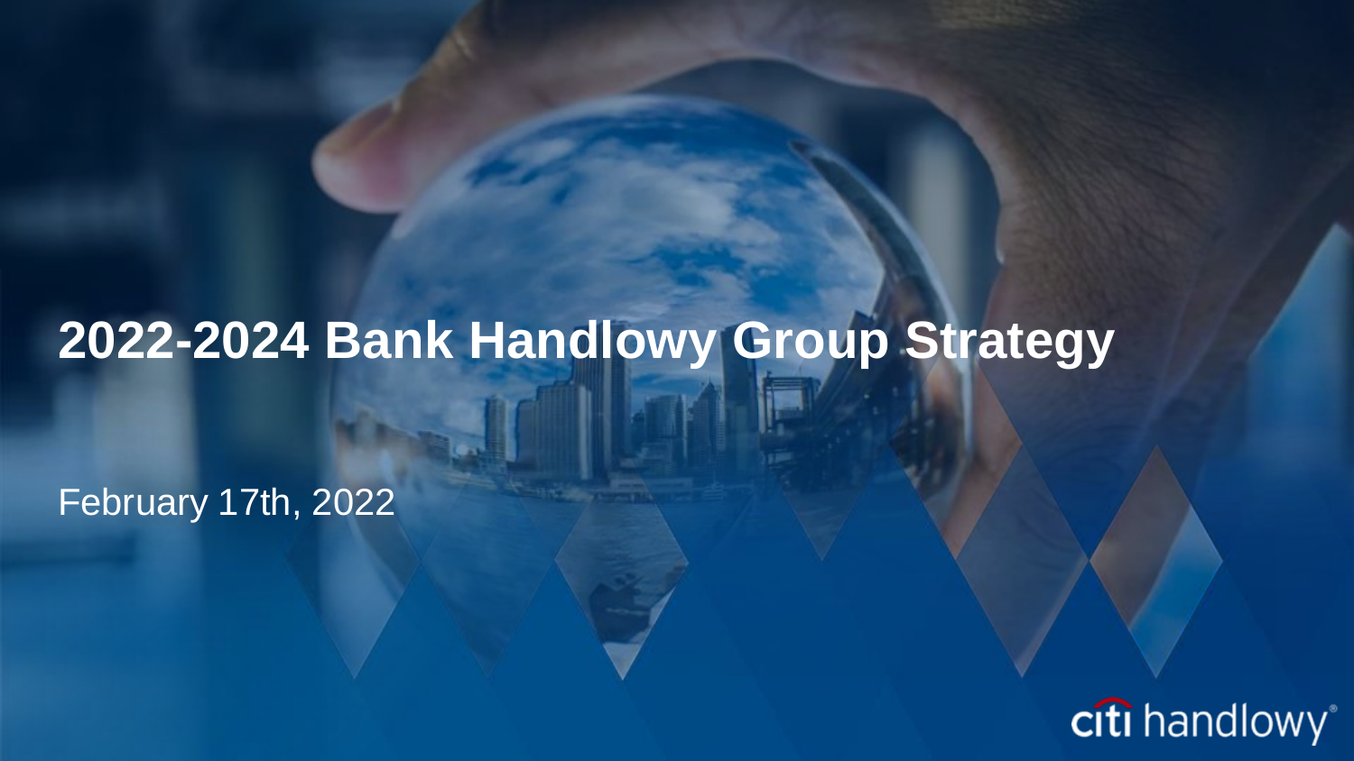# 2022-2024 Bank Handlowy Group Strategy

February 17th, 2022

citi handlowy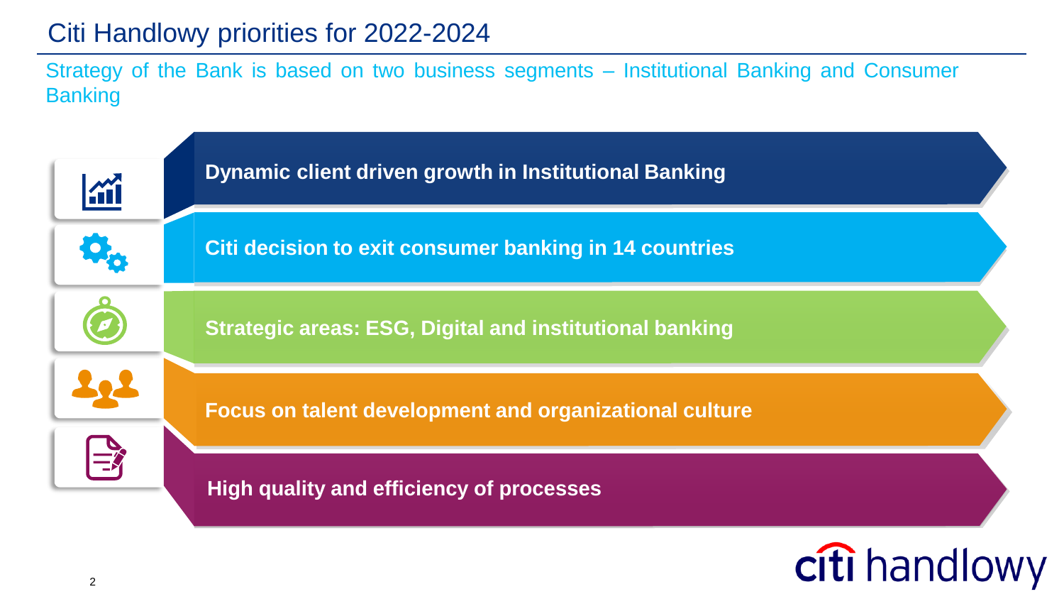# Citi Handlowy priorities for 2022-2024

Strategy of the Bank is based on two business segments – Institutional Banking and Consumer Banking

- **Dynamic client driven growth in Institutional Banking**
- **Citi decision to exit consumer banking in 14 countries**
- **Strategic areas: ESG, Digital and institutional banking**
- **Focus on talent development and organizational culture**
- **High quality and efficiency of processes**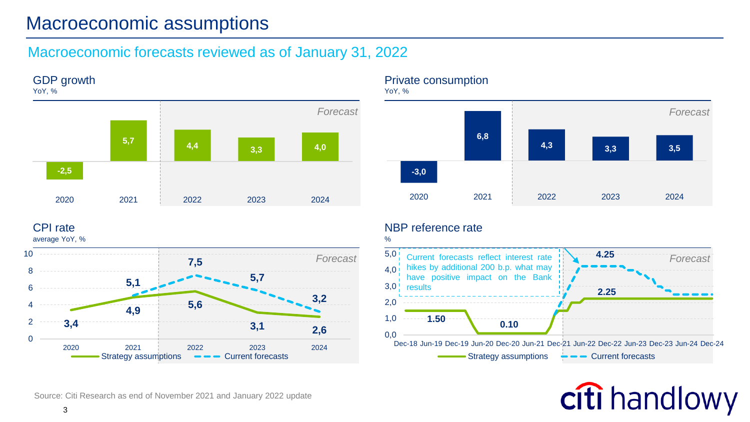# Macroeconomic assumptions

## Macroeconomic forecasts reviewed as of January 31, 2022

### GDP growth

YoY, %

| | 2020 | 2021 | 2022 | 2023 | 2024 |
|---|---|---|---|---|---|
| GDP growth | -2,5 | 5,7 | 4,4 | 3,3 | 4,0 |

*Forecast* (2022–2024)

### Private consumption

YoY, %

| | 2020 | 2021 | 2022 | 2023 | 2024 |
|---|---|---|---|---|---|
| Private consumption | -3,0 | 6,8 | 4,3 | 3,3 | 3,5 |

*Forecast* (2022–2024)

### CPI rate

average YoY, %

| | 2020 | 2021 | 2022 | 2023 | 2024 |
|---|---|---|---|---|---|
| Strategy assumptions | 3,4 | 4,9 | 5,6 | 3,1 | 2,6 |
| Current forecasts | | 5,1 | 7,5 | 5,7 | 3,2 |

*Forecast* (2022–2024)

### NBP reference rate

%

Strategy assumptions: 1.50, 0.10, 2.25

Current forecasts: 4.25

Current forecasts reflect interest rate hikes by additional 200 b.p. what may have positive impact on the Bank results

*Forecast*

Dec-18 Jun-19 Dec-19 Jun-20 Dec-20 Jun-21 Dec-21 Jun-22 Dec-22 Jun-23 Dec-23 Jun-24 Dec-24

Source: Citi Research as end of November 2021 and January 2022 update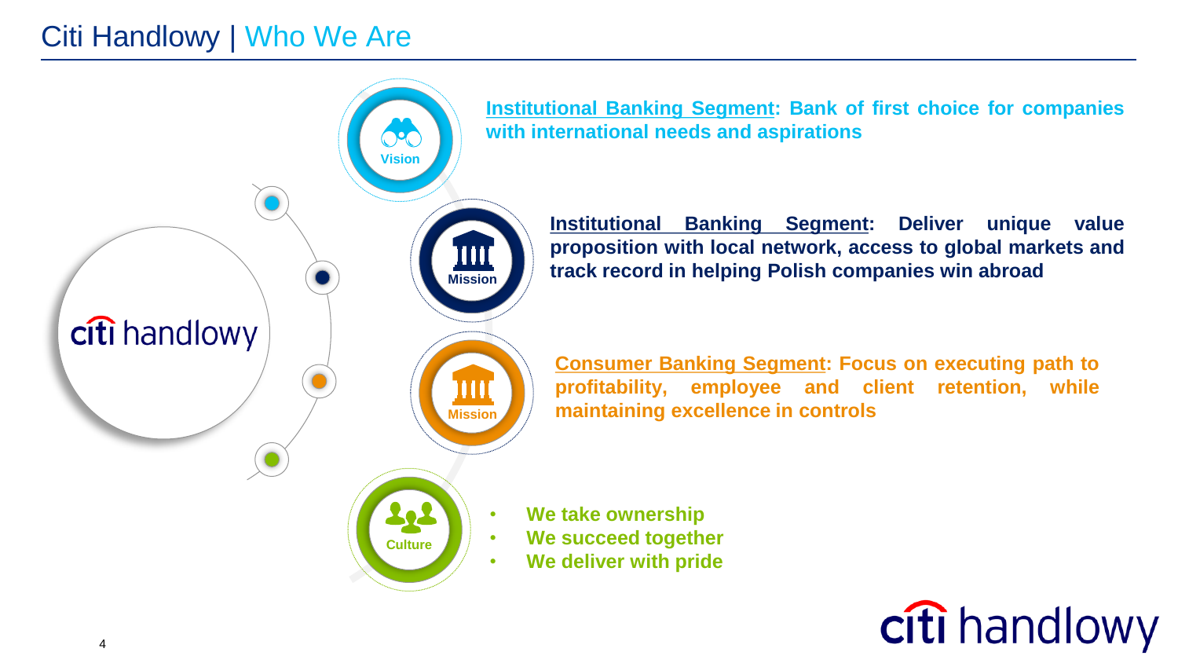# Citi Handlowy | Who We Are

**Vision**

**Institutional Banking Segment: Bank of first choice for companies with international needs and aspirations**

**Mission**

**Institutional Banking Segment: Deliver unique value proposition with local network, access to global markets and track record in helping Polish companies win abroad**

**Mission**

**Consumer Banking Segment: Focus on executing path to profitability, employee and client retention, while maintaining excellence in controls**

**Culture**

- **We take ownership**
- **We succeed together**
- **We deliver with pride**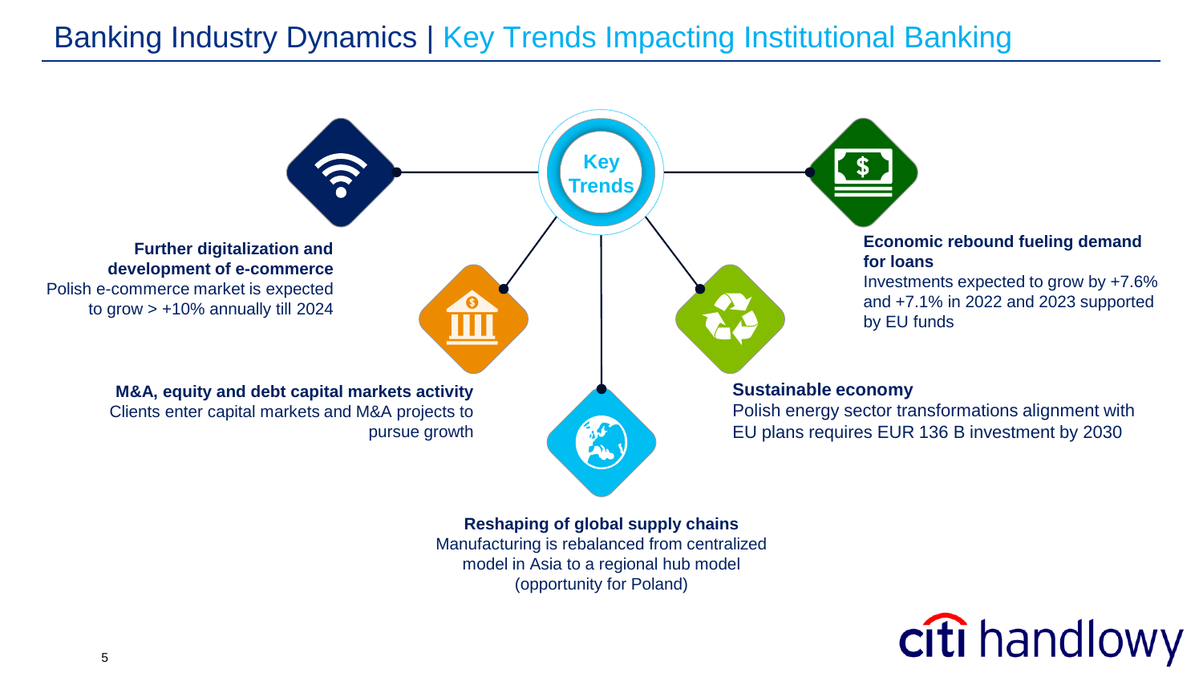# Banking Industry Dynamics | Key Trends Impacting Institutional Banking

Key Trends

**Further digitalization and development of e-commerce**
Polish e-commerce market is expected to grow > +10% annually till 2024

**Economic rebound fueling demand for loans**
Investments expected to grow by +7.6% and +7.1% in 2022 and 2023 supported by EU funds

**M&A, equity and debt capital markets activity**
Clients enter capital markets and M&A projects to pursue growth

**Sustainable economy**
Polish energy sector transformations alignment with EU plans requires EUR 136 B investment by 2030

**Reshaping of global supply chains**
Manufacturing is rebalanced from centralized model in Asia to a regional hub model (opportunity for Poland)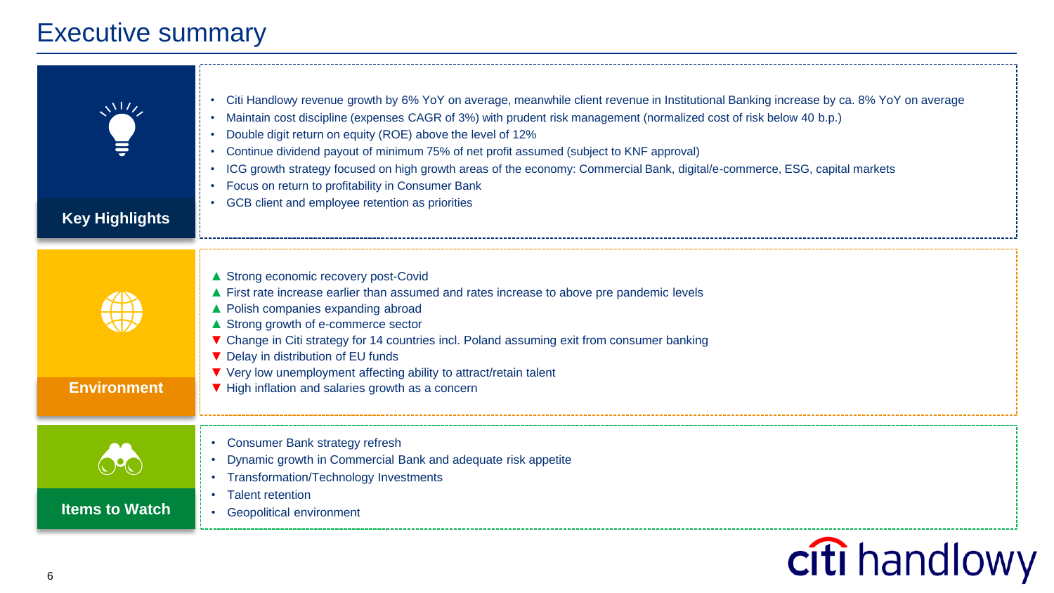# Executive summary

## Key Highlights

- Citi Handlowy revenue growth by 6% YoY on average, meanwhile client revenue in Institutional Banking increase by ca. 8% YoY on average
- Maintain cost discipline (expenses CAGR of 3%) with prudent risk management (normalized cost of risk below 40 b.p.)
- Double digit return on equity (ROE) above the level of 12%
- Continue dividend payout of minimum 75% of net profit assumed (subject to KNF approval)
- ICG growth strategy focused on high growth areas of the economy: Commercial Bank, digital/e-commerce, ESG, capital markets
- Focus on return to profitability in Consumer Bank
- GCB client and employee retention as priorities

## Environment

- ▲ Strong economic recovery post-Covid
- ▲ First rate increase earlier than assumed and rates increase to above pre pandemic levels
- ▲ Polish companies expanding abroad
- ▲ Strong growth of e-commerce sector
- ▼ Change in Citi strategy for 14 countries incl. Poland assuming exit from consumer banking
- ▼ Delay in distribution of EU funds
- ▼ Very low unemployment affecting ability to attract/retain talent
- ▼ High inflation and salaries growth as a concern

## Items to Watch

- Consumer Bank strategy refresh
- Dynamic growth in Commercial Bank and adequate risk appetite
- Transformation/Technology Investments
- Talent retention
- Geopolitical environment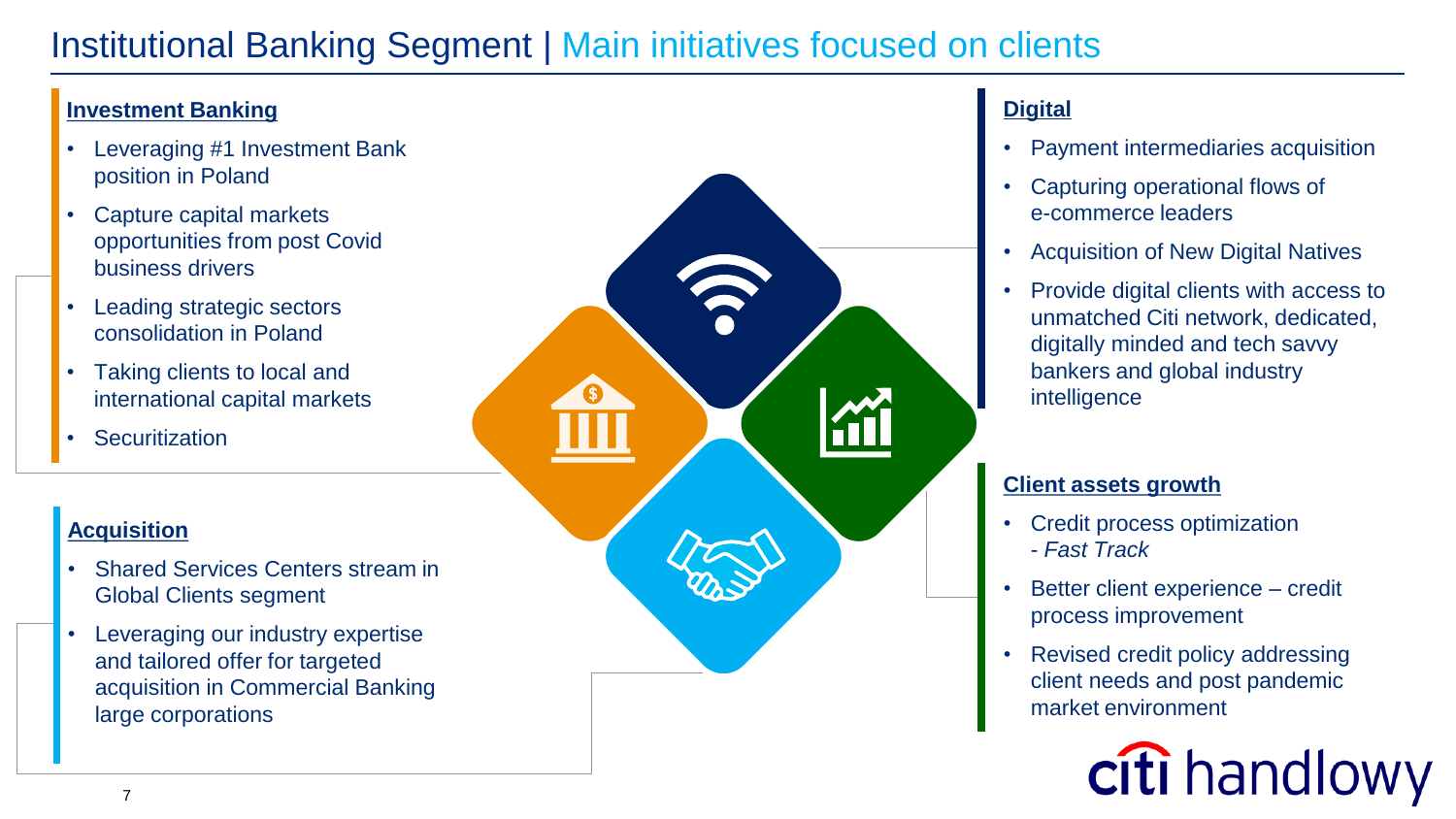# Institutional Banking Segment | Main initiatives focused on clients

## Investment Banking

- Leveraging #1 Investment Bank position in Poland
- Capture capital markets opportunities from post Covid business drivers
- Leading strategic sectors consolidation in Poland
- Taking clients to local and international capital markets
- Securitization

## Acquisition

- Shared Services Centers stream in Global Clients segment
- Leveraging our industry expertise and tailored offer for targeted acquisition in Commercial Banking large corporations

## Digital

- Payment intermediaries acquisition
- Capturing operational flows of e-commerce leaders
- Acquisition of New Digital Natives
- Provide digital clients with access to unmatched Citi network, dedicated, digitally minded and tech savvy bankers and global industry intelligence

## Client assets growth

- Credit process optimization
  *- Fast Track*
- Better client experience – credit process improvement
- Revised credit policy addressing client needs and post pandemic market environment

citi handlowy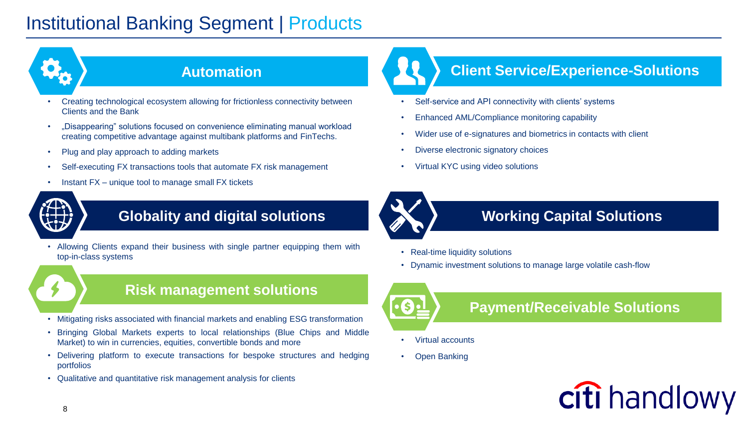# Institutional Banking Segment | Products

## Automation

- Creating technological ecosystem allowing for frictionless connectivity between Clients and the Bank
- „Disappearing" solutions focused on convenience eliminating manual workload creating competitive advantage against multibank platforms and FinTechs.
- Plug and play approach to adding markets
- Self-executing FX transactions tools that automate FX risk management
- Instant FX – unique tool to manage small FX tickets

## Globality and digital solutions

- Allowing Clients expand their business with single partner equipping them with top-in-class systems

## Risk management solutions

- Mitigating risks associated with financial markets and enabling ESG transformation
- Bringing Global Markets experts to local relationships (Blue Chips and Middle Market) to win in currencies, equities, convertible bonds and more
- Delivering platform to execute transactions for bespoke structures and hedging portfolios
- Qualitative and quantitative risk management analysis for clients

## Client Service/Experience-Solutions

- Self-service and API connectivity with clients' systems
- Enhanced AML/Compliance monitoring capability
- Wider use of e-signatures and biometrics in contacts with client
- Diverse electronic signatory choices
- Virtual KYC using video solutions

## Working Capital Solutions

- Real-time liquidity solutions
- Dynamic investment solutions to manage large volatile cash-flow

## Payment/Receivable Solutions

- Virtual accounts
- Open Banking

citi handlowy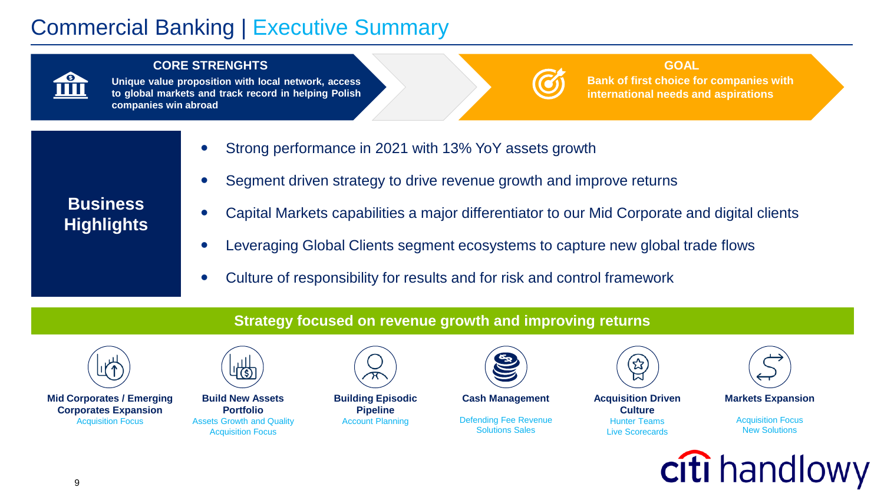# Commercial Banking | Executive Summary

**CORE STRENGHTS**

**Unique value proposition with local network, access to global markets and track record in helping Polish companies win abroad**

**GOAL**

**Bank of first choice for companies with international needs and aspirations**

## Business Highlights

- Strong performance in 2021 with 13% YoY assets growth
- Segment driven strategy to drive revenue growth and improve returns
- Capital Markets capabilities a major differentiator to our Mid Corporate and digital clients
- Leveraging Global Clients segment ecosystems to capture new global trade flows
- Culture of responsibility for results and for risk and control framework

## Strategy focused on revenue growth and improving returns

**Mid Corporates / Emerging Corporates Expansion**
Acquisition Focus

**Build New Assets Portfolio**
Assets Growth and Quality
Acquisition Focus

**Building Episodic Pipeline**
Account Planning

**Cash Management**
Defending Fee Revenue
Solutions Sales

**Acquisition Driven Culture**
Hunter Teams
Live Scorecards

**Markets Expansion**
Acquisition Focus
New Solutions

citi handlowy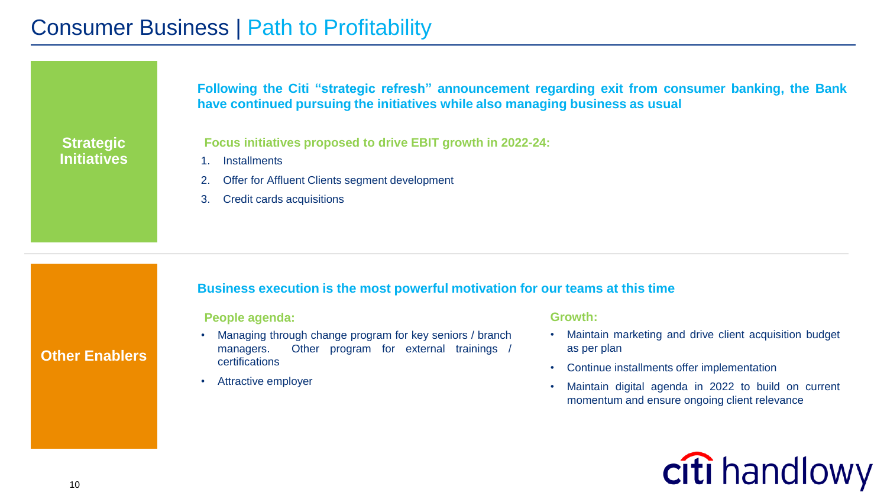# Consumer Business | Path to Profitability

## Strategic Initiatives

**Following the Citi "strategic refresh" announcement regarding exit from consumer banking, the Bank have continued pursuing the initiatives while also managing business as usual**

**Focus initiatives proposed to drive EBIT growth in 2022-24:**

1. Installments
2. Offer for Affluent Clients segment development
3. Credit cards acquisitions

## Other Enablers

**Business execution is the most powerful motivation for our teams at this time**

**People agenda:**

- Managing through change program for key seniors / branch managers. Other program for external trainings / certifications
- Attractive employer

**Growth:**

- Maintain marketing and drive client acquisition budget as per plan
- Continue installments offer implementation
- Maintain digital agenda in 2022 to build on current momentum and ensure ongoing client relevance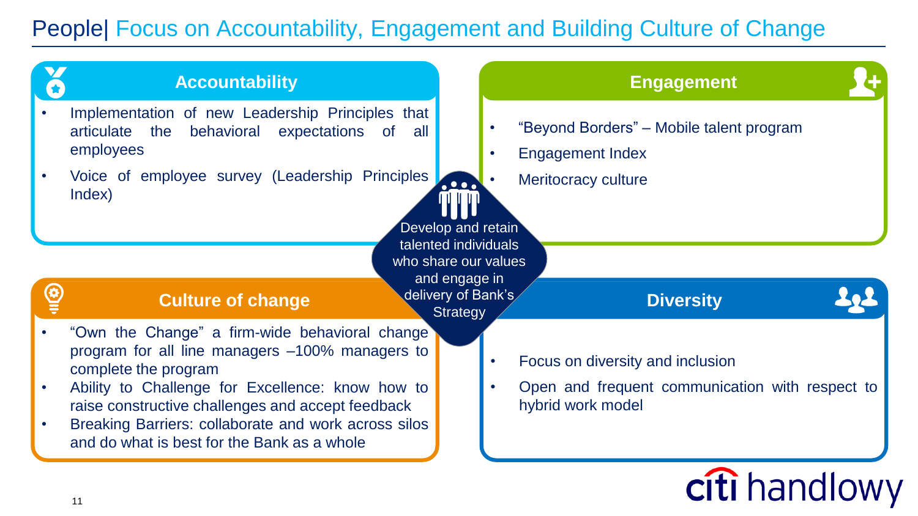# People| Focus on Accountability, Engagement and Building Culture of Change

## Accountability

- Implementation of new Leadership Principles that articulate the behavioral expectations of all employees
- Voice of employee survey (Leadership Principles Index)

## Engagement

- "Beyond Borders" – Mobile talent program
- Engagement Index
- Meritocracy culture

Develop and retain talented individuals who share our values and engage in delivery of Bank's Strategy

## Culture of change

- "Own the Change" a firm-wide behavioral change program for all line managers –100% managers to complete the program
- Ability to Challenge for Excellence: know how to raise constructive challenges and accept feedback
- Breaking Barriers: collaborate and work across silos and do what is best for the Bank as a whole

## Diversity

- Focus on diversity and inclusion
- Open and frequent communication with respect to hybrid work model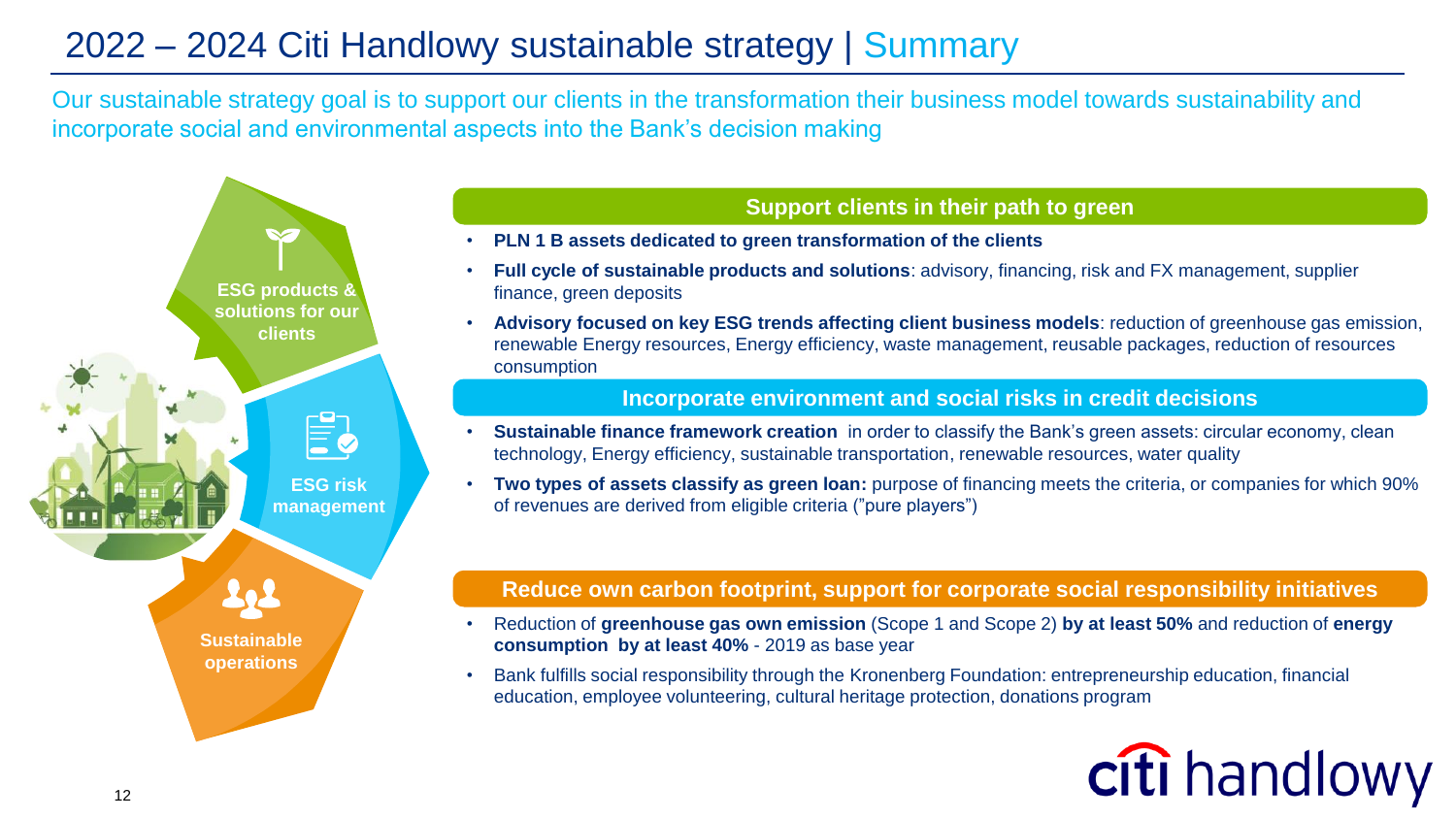# 2022 – 2024 Citi Handlowy sustainable strategy | Summary

Our sustainable strategy goal is to support our clients in the transformation their business model towards sustainability and incorporate social and environmental aspects into the Bank's decision making

**ESG products & solutions for our clients**

**ESG risk management**

**Sustainable operations**

## Support clients in their path to green

- **PLN 1 B assets dedicated to green transformation of the clients**
- **Full cycle of sustainable products and solutions**: advisory, financing, risk and FX management, supplier finance, green deposits
- **Advisory focused on key ESG trends affecting client business models**: reduction of greenhouse gas emission, renewable Energy resources, Energy efficiency, waste management, reusable packages, reduction of resources consumption

## Incorporate environment and social risks in credit decisions

- **Sustainable finance framework creation** in order to classify the Bank's green assets: circular economy, clean technology, Energy efficiency, sustainable transportation, renewable resources, water quality
- **Two types of assets classify as green loan:** purpose of financing meets the criteria, or companies for which 90% of revenues are derived from eligible criteria ("pure players")

## Reduce own carbon footprint, support for corporate social responsibility initiatives

- Reduction of **greenhouse gas own emission** (Scope 1 and Scope 2) **by at least 50%** and reduction of **energy consumption by at least 40%** - 2019 as base year
- Bank fulfills social responsibility through the Kronenberg Foundation: entrepreneurship education, financial education, employee volunteering, cultural heritage protection, donations program

citi handlowy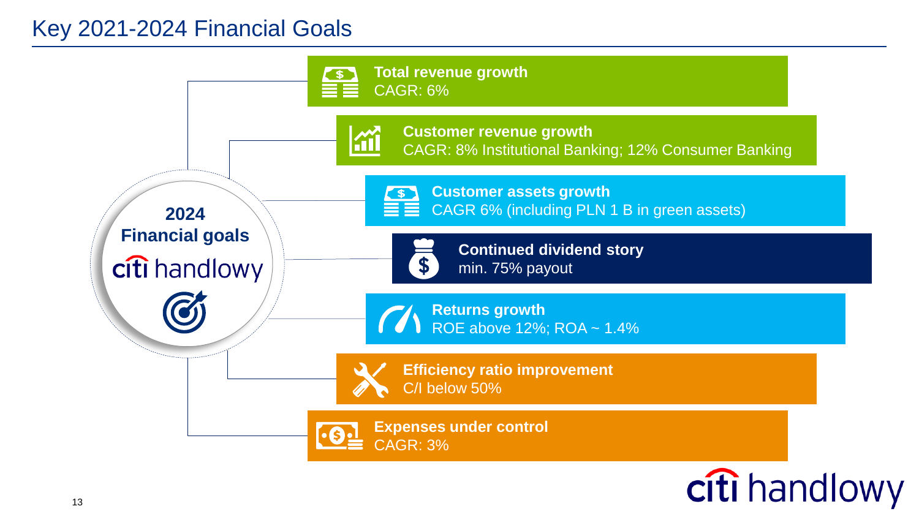# Key 2021-2024 Financial Goals

**2024 Financial goals**

citi handlowy

**Total revenue growth**
CAGR: 6%

**Customer revenue growth**
CAGR: 8% Institutional Banking; 12% Consumer Banking

**Customer assets growth**
CAGR 6% (including PLN 1 B in green assets)

**Continued dividend story**
min. 75% payout

**Returns growth**
ROE above 12%; ROA ~ 1.4%

**Efficiency ratio improvement**
C/I below 50%

**Expenses under control**
CAGR: 3%

citi handlowy